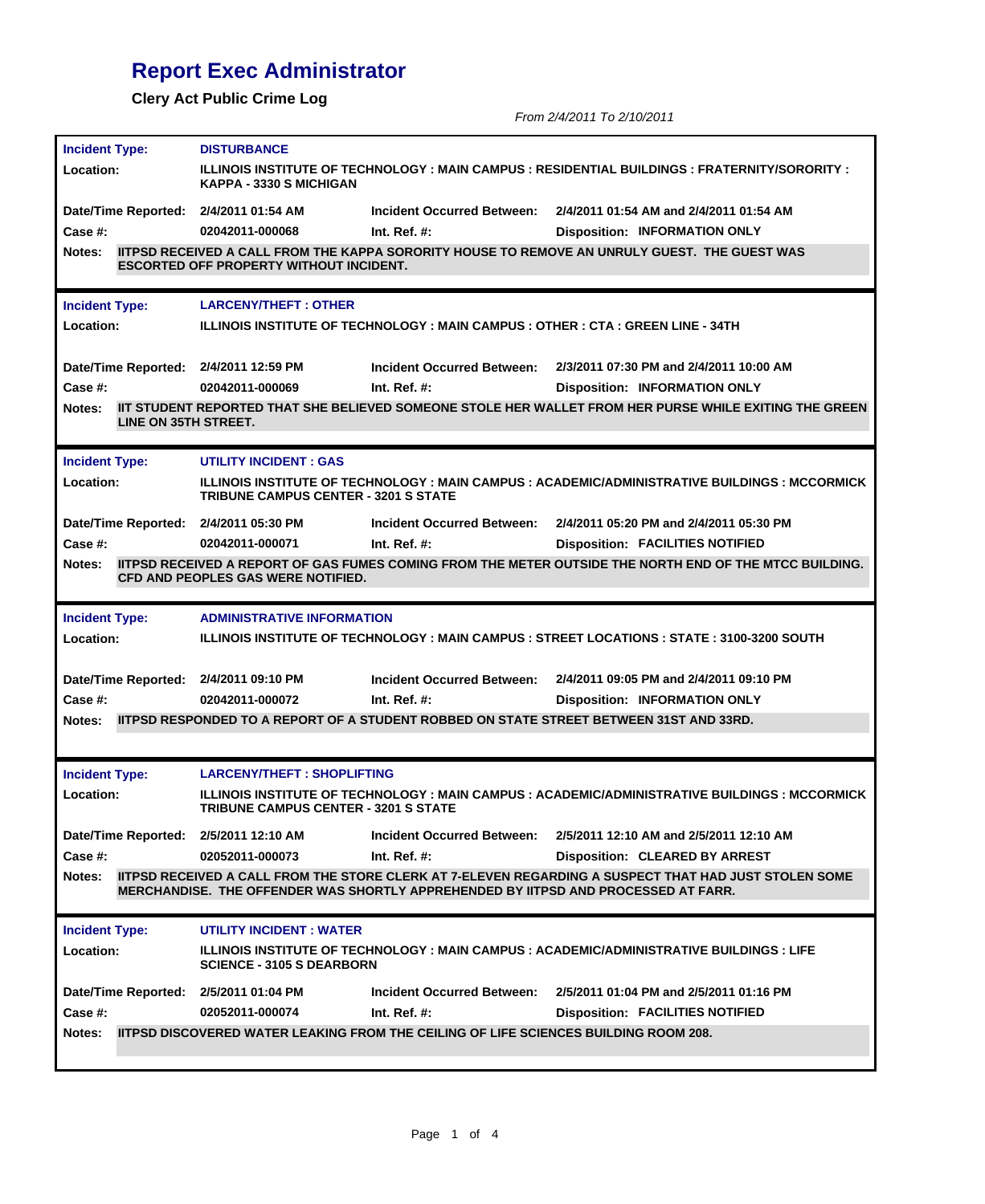# Report Exec Administrator

### Clery Act Public Crime Log

*From 2/4/2011 To 2/10/2011*

---

**Incident Type:** DISTURBANCE

**Location:** ILLINOIS INSTITUTE OF TECHNOLOGY : MAIN CAMPUS : RESIDENTIAL BUILDINGS : FRATERNITY/SORORITY : KAPPA - 3330 S MICHIGAN

**Date/Time Reported:** 2/4/2011 01:54 AM | **Incident Occurred Between:** 2/4/2011 01:54 AM and 2/4/2011 01:54 AM

**Case #:** 02042011-000068 | **Int. Ref. #:** | **Disposition:** INFORMATION ONLY

**Notes:** IITPSD RECEIVED A CALL FROM THE KAPPA SORORITY HOUSE TO REMOVE AN UNRULY GUEST. THE GUEST WAS ESCORTED OFF PROPERTY WITHOUT INCIDENT.

---

**Incident Type:** LARCENY/THEFT : OTHER

**Location:** ILLINOIS INSTITUTE OF TECHNOLOGY : MAIN CAMPUS : OTHER : CTA : GREEN LINE - 34TH

**Date/Time Reported:** 2/4/2011 12:59 PM | **Incident Occurred Between:** 2/3/2011 07:30 PM and 2/4/2011 10:00 AM

**Case #:** 02042011-000069 | **Int. Ref. #:** | **Disposition:** INFORMATION ONLY

**Notes:** IIT STUDENT REPORTED THAT SHE BELIEVED SOMEONE STOLE HER WALLET FROM HER PURSE WHILE EXITING THE GREEN LINE ON 35TH STREET.

---

**Incident Type:** UTILITY INCIDENT : GAS

**Location:** ILLINOIS INSTITUTE OF TECHNOLOGY : MAIN CAMPUS : ACADEMIC/ADMINISTRATIVE BUILDINGS : MCCORMICK TRIBUNE CAMPUS CENTER - 3201 S STATE

**Date/Time Reported:** 2/4/2011 05:30 PM | **Incident Occurred Between:** 2/4/2011 05:20 PM and 2/4/2011 05:30 PM

**Case #:** 02042011-000071 | **Int. Ref. #:** | **Disposition:** FACILITIES NOTIFIED

**Notes:** IITPSD RECEIVED A REPORT OF GAS FUMES COMING FROM THE METER OUTSIDE THE NORTH END OF THE MTCC BUILDING. CFD AND PEOPLES GAS WERE NOTIFIED.

---

**Incident Type:** ADMINISTRATIVE INFORMATION

**Location:** ILLINOIS INSTITUTE OF TECHNOLOGY : MAIN CAMPUS : STREET LOCATIONS : STATE : 3100-3200 SOUTH

**Date/Time Reported:** 2/4/2011 09:10 PM | **Incident Occurred Between:** 2/4/2011 09:05 PM and 2/4/2011 09:10 PM

**Case #:** 02042011-000072 | **Int. Ref. #:** | **Disposition:** INFORMATION ONLY

**Notes:** IITPSD RESPONDED TO A REPORT OF A STUDENT ROBBED ON STATE STREET BETWEEN 31ST AND 33RD.

---

**Incident Type:** LARCENY/THEFT : SHOPLIFTING

**Location:** ILLINOIS INSTITUTE OF TECHNOLOGY : MAIN CAMPUS : ACADEMIC/ADMINISTRATIVE BUILDINGS : MCCORMICK TRIBUNE CAMPUS CENTER - 3201 S STATE

**Date/Time Reported:** 2/5/2011 12:10 AM | **Incident Occurred Between:** 2/5/2011 12:10 AM and 2/5/2011 12:10 AM

**Case #:** 02052011-000073 | **Int. Ref. #:** | **Disposition:** CLEARED BY ARREST

**Notes:** IITPSD RECEIVED A CALL FROM THE STORE CLERK AT 7-ELEVEN REGARDING A SUSPECT THAT HAD JUST STOLEN SOME MERCHANDISE. THE OFFENDER WAS SHORTLY APPREHENDED BY IITPSD AND PROCESSED AT FARR.

---

**Incident Type:** UTILITY INCIDENT : WATER

**Location:** ILLINOIS INSTITUTE OF TECHNOLOGY : MAIN CAMPUS : ACADEMIC/ADMINISTRATIVE BUILDINGS : LIFE SCIENCE - 3105 S DEARBORN

**Date/Time Reported:** 2/5/2011 01:04 PM | **Incident Occurred Between:** 2/5/2011 01:04 PM and 2/5/2011 01:16 PM

**Case #:** 02052011-000074 | **Int. Ref. #:** | **Disposition:** FACILITIES NOTIFIED

**Notes:** IITPSD DISCOVERED WATER LEAKING FROM THE CEILING OF LIFE SCIENCES BUILDING ROOM 208.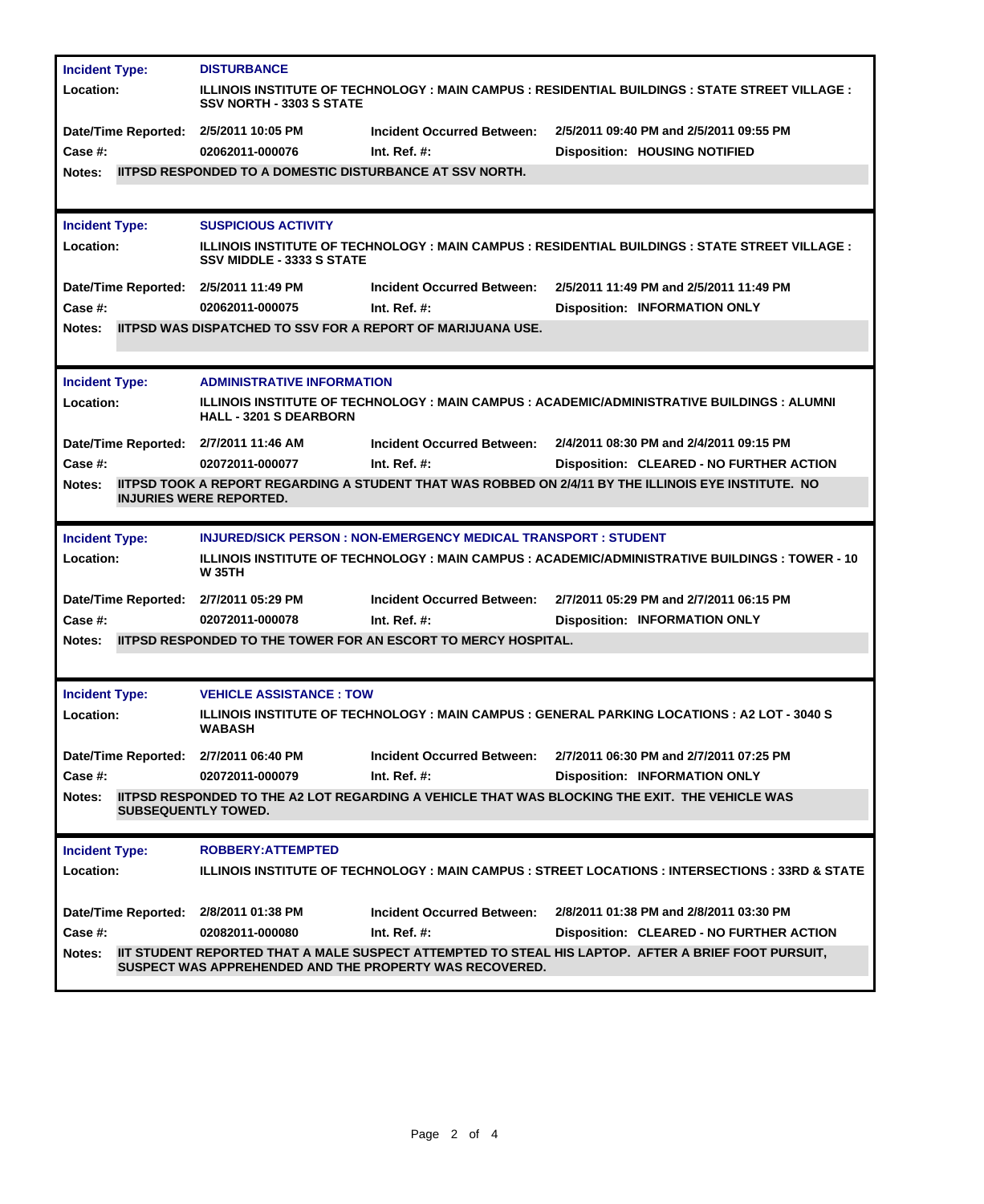**Incident Type:** DISTURBANCE
**Location:** ILLINOIS INSTITUTE OF TECHNOLOGY : MAIN CAMPUS : RESIDENTIAL BUILDINGS : STATE STREET VILLAGE : SSV NORTH - 3303 S STATE

| | | | |
|---|---|---|---|
| **Date/Time Reported:** | 2/5/2011 10:05 PM | **Incident Occurred Between:** | 2/5/2011 09:40 PM and 2/5/2011 09:55 PM |
| **Case #:** | 02062011-000076 | **Int. Ref. #:** | **Disposition:** HOUSING NOTIFIED |

**Notes:** IITPSD RESPONDED TO A DOMESTIC DISTURBANCE AT SSV NORTH.

---

**Incident Type:** SUSPICIOUS ACTIVITY
**Location:** ILLINOIS INSTITUTE OF TECHNOLOGY : MAIN CAMPUS : RESIDENTIAL BUILDINGS : STATE STREET VILLAGE : SSV MIDDLE - 3333 S STATE

| | | | |
|---|---|---|---|
| **Date/Time Reported:** | 2/5/2011 11:49 PM | **Incident Occurred Between:** | 2/5/2011 11:49 PM and 2/5/2011 11:49 PM |
| **Case #:** | 02062011-000075 | **Int. Ref. #:** | **Disposition:** INFORMATION ONLY |

**Notes:** IITPSD WAS DISPATCHED TO SSV FOR A REPORT OF MARIJUANA USE.

---

**Incident Type:** ADMINISTRATIVE INFORMATION
**Location:** ILLINOIS INSTITUTE OF TECHNOLOGY : MAIN CAMPUS : ACADEMIC/ADMINISTRATIVE BUILDINGS : ALUMNI HALL - 3201 S DEARBORN

| | | | |
|---|---|---|---|
| **Date/Time Reported:** | 2/7/2011 11:46 AM | **Incident Occurred Between:** | 2/4/2011 08:30 PM and 2/4/2011 09:15 PM |
| **Case #:** | 02072011-000077 | **Int. Ref. #:** | **Disposition:** CLEARED - NO FURTHER ACTION |

**Notes:** IITPSD TOOK A REPORT REGARDING A STUDENT THAT WAS ROBBED ON 2/4/11 BY THE ILLINOIS EYE INSTITUTE. NO INJURIES WERE REPORTED.

---

**Incident Type:** INJURED/SICK PERSON : NON-EMERGENCY MEDICAL TRANSPORT : STUDENT
**Location:** ILLINOIS INSTITUTE OF TECHNOLOGY : MAIN CAMPUS : ACADEMIC/ADMINISTRATIVE BUILDINGS : TOWER - 10 W 35TH

| | | | |
|---|---|---|---|
| **Date/Time Reported:** | 2/7/2011 05:29 PM | **Incident Occurred Between:** | 2/7/2011 05:29 PM and 2/7/2011 06:15 PM |
| **Case #:** | 02072011-000078 | **Int. Ref. #:** | **Disposition:** INFORMATION ONLY |

**Notes:** IITPSD RESPONDED TO THE TOWER FOR AN ESCORT TO MERCY HOSPITAL.

---

**Incident Type:** VEHICLE ASSISTANCE : TOW
**Location:** ILLINOIS INSTITUTE OF TECHNOLOGY : MAIN CAMPUS : GENERAL PARKING LOCATIONS : A2 LOT - 3040 S WABASH

| | | | |
|---|---|---|---|
| **Date/Time Reported:** | 2/7/2011 06:40 PM | **Incident Occurred Between:** | 2/7/2011 06:30 PM and 2/7/2011 07:25 PM |
| **Case #:** | 02072011-000079 | **Int. Ref. #:** | **Disposition:** INFORMATION ONLY |

**Notes:** IITPSD RESPONDED TO THE A2 LOT REGARDING A VEHICLE THAT WAS BLOCKING THE EXIT. THE VEHICLE WAS SUBSEQUENTLY TOWED.

---

**Incident Type:** ROBBERY:ATTEMPTED
**Location:** ILLINOIS INSTITUTE OF TECHNOLOGY : MAIN CAMPUS : STREET LOCATIONS : INTERSECTIONS : 33RD & STATE

| | | | |
|---|---|---|---|
| **Date/Time Reported:** | 2/8/2011 01:38 PM | **Incident Occurred Between:** | 2/8/2011 01:38 PM and 2/8/2011 03:30 PM |
| **Case #:** | 02082011-000080 | **Int. Ref. #:** | **Disposition:** CLEARED - NO FURTHER ACTION |

**Notes:** IIT STUDENT REPORTED THAT A MALE SUSPECT ATTEMPTED TO STEAL HIS LAPTOP. AFTER A BRIEF FOOT PURSUIT, SUSPECT WAS APPREHENDED AND THE PROPERTY WAS RECOVERED.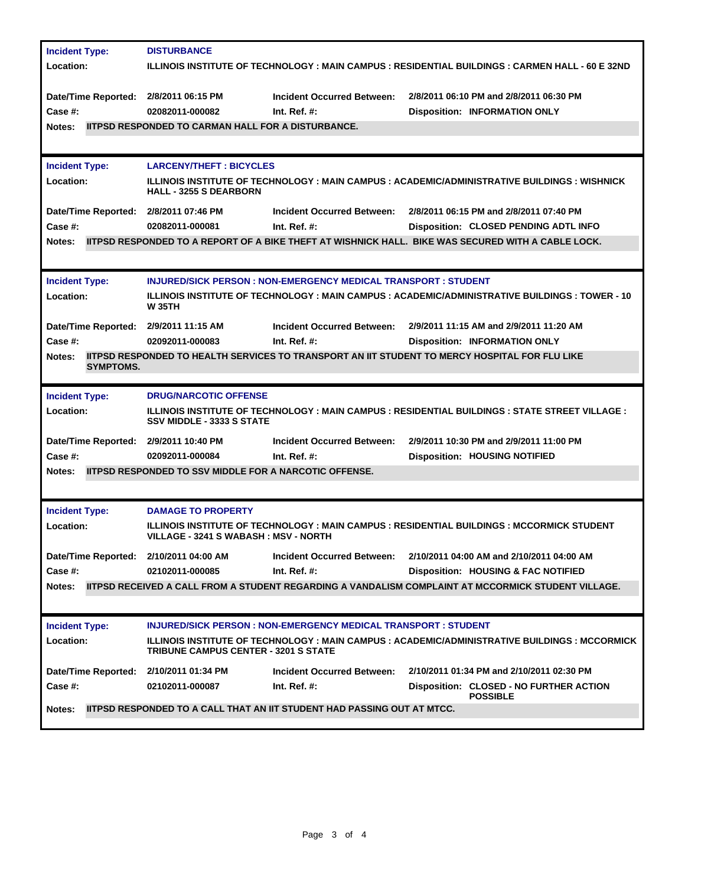| | | | |
|---|---|---|---|
| **Incident Type:** | **DISTURBANCE** | | |
| **Location:** | **ILLINOIS INSTITUTE OF TECHNOLOGY : MAIN CAMPUS : RESIDENTIAL BUILDINGS : CARMEN HALL - 60 E 32ND** | | |
| **Date/Time Reported:** | **2/8/2011 06:15 PM** | **Incident Occurred Between:** | **2/8/2011 06:10 PM and 2/8/2011 06:30 PM** |
| **Case #:** | **02082011-000082** | **Int. Ref. #:** | **Disposition: INFORMATION ONLY** |
| **Notes:** | **IITPSD RESPONDED TO CARMAN HALL FOR A DISTURBANCE.** | | |

| | | | |
|---|---|---|---|
| **Incident Type:** | **LARCENY/THEFT : BICYCLES** | | |
| **Location:** | **ILLINOIS INSTITUTE OF TECHNOLOGY : MAIN CAMPUS : ACADEMIC/ADMINISTRATIVE BUILDINGS : WISHNICK HALL - 3255 S DEARBORN** | | |
| **Date/Time Reported:** | **2/8/2011 07:46 PM** | **Incident Occurred Between:** | **2/8/2011 06:15 PM and 2/8/2011 07:40 PM** |
| **Case #:** | **02082011-000081** | **Int. Ref. #:** | **Disposition: CLOSED PENDING ADTL INFO** |
| **Notes:** | **IITPSD RESPONDED TO A REPORT OF A BIKE THEFT AT WISHNICK HALL. BIKE WAS SECURED WITH A CABLE LOCK.** | | |

| | | | |
|---|---|---|---|
| **Incident Type:** | **INJURED/SICK PERSON : NON-EMERGENCY MEDICAL TRANSPORT : STUDENT** | | |
| **Location:** | **ILLINOIS INSTITUTE OF TECHNOLOGY : MAIN CAMPUS : ACADEMIC/ADMINISTRATIVE BUILDINGS : TOWER - 10 W 35TH** | | |
| **Date/Time Reported:** | **2/9/2011 11:15 AM** | **Incident Occurred Between:** | **2/9/2011 11:15 AM and 2/9/2011 11:20 AM** |
| **Case #:** | **02092011-000083** | **Int. Ref. #:** | **Disposition: INFORMATION ONLY** |
| **Notes:** | **IITPSD RESPONDED TO HEALTH SERVICES TO TRANSPORT AN IIT STUDENT TO MERCY HOSPITAL FOR FLU LIKE SYMPTOMS.** | | |

| | | | |
|---|---|---|---|
| **Incident Type:** | **DRUG/NARCOTIC OFFENSE** | | |
| **Location:** | **ILLINOIS INSTITUTE OF TECHNOLOGY : MAIN CAMPUS : RESIDENTIAL BUILDINGS : STATE STREET VILLAGE : SSV MIDDLE - 3333 S STATE** | | |
| **Date/Time Reported:** | **2/9/2011 10:40 PM** | **Incident Occurred Between:** | **2/9/2011 10:30 PM and 2/9/2011 11:00 PM** |
| **Case #:** | **02092011-000084** | **Int. Ref. #:** | **Disposition: HOUSING NOTIFIED** |
| **Notes:** | **IITPSD RESPONDED TO SSV MIDDLE FOR A NARCOTIC OFFENSE.** | | |

| | | | |
|---|---|---|---|
| **Incident Type:** | **DAMAGE TO PROPERTY** | | |
| **Location:** | **ILLINOIS INSTITUTE OF TECHNOLOGY : MAIN CAMPUS : RESIDENTIAL BUILDINGS : MCCORMICK STUDENT VILLAGE - 3241 S WABASH : MSV - NORTH** | | |
| **Date/Time Reported:** | **2/10/2011 04:00 AM** | **Incident Occurred Between:** | **2/10/2011 04:00 AM and 2/10/2011 04:00 AM** |
| **Case #:** | **02102011-000085** | **Int. Ref. #:** | **Disposition: HOUSING & FAC NOTIFIED** |
| **Notes:** | **IITPSD RECEIVED A CALL FROM A STUDENT REGARDING A VANDALISM COMPLAINT AT MCCORMICK STUDENT VILLAGE.** | | |

| | | | |
|---|---|---|---|
| **Incident Type:** | **INJURED/SICK PERSON : NON-EMERGENCY MEDICAL TRANSPORT : STUDENT** | | |
| **Location:** | **ILLINOIS INSTITUTE OF TECHNOLOGY : MAIN CAMPUS : ACADEMIC/ADMINISTRATIVE BUILDINGS : MCCORMICK TRIBUNE CAMPUS CENTER - 3201 S STATE** | | |
| **Date/Time Reported:** | **2/10/2011 01:34 PM** | **Incident Occurred Between:** | **2/10/2011 01:34 PM and 2/10/2011 02:30 PM** |
| **Case #:** | **02102011-000087** | **Int. Ref. #:** | **Disposition: CLOSED - NO FURTHER ACTION POSSIBLE** |
| **Notes:** | **IITPSD RESPONDED TO A CALL THAT AN IIT STUDENT HAD PASSING OUT AT MTCC.** | | |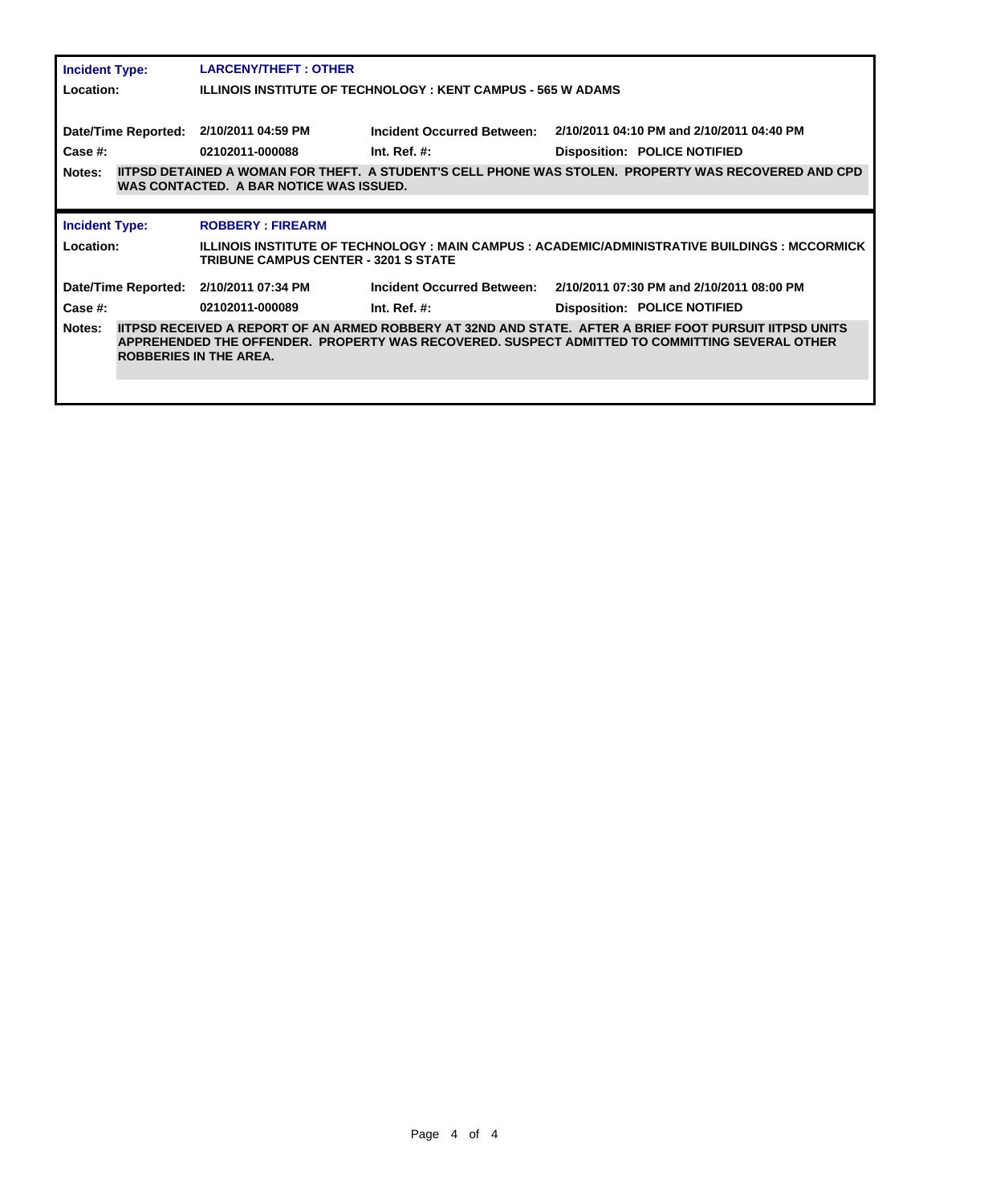| | | | |
|---|---|---|---|
| **Incident Type:** | **LARCENY/THEFT : OTHER** | | |
| **Location:** | **ILLINOIS INSTITUTE OF TECHNOLOGY : KENT CAMPUS - 565 W ADAMS** | | |
| **Date/Time Reported:** | **2/10/2011 04:59 PM** | **Incident Occurred Between:** | **2/10/2011 04:10 PM and 2/10/2011 04:40 PM** |
| **Case #:** | **02102011-000088** | **Int. Ref. #:** | **Disposition: POLICE NOTIFIED** |
| **Notes:** | **IITPSD DETAINED A WOMAN FOR THEFT. A STUDENT'S CELL PHONE WAS STOLEN. PROPERTY WAS RECOVERED AND CPD WAS CONTACTED. A BAR NOTICE WAS ISSUED.** | | |

| | | | |
|---|---|---|---|
| **Incident Type:** | **ROBBERY : FIREARM** | | |
| **Location:** | **ILLINOIS INSTITUTE OF TECHNOLOGY : MAIN CAMPUS : ACADEMIC/ADMINISTRATIVE BUILDINGS : MCCORMICK TRIBUNE CAMPUS CENTER - 3201 S STATE** | | |
| **Date/Time Reported:** | **2/10/2011 07:34 PM** | **Incident Occurred Between:** | **2/10/2011 07:30 PM and 2/10/2011 08:00 PM** |
| **Case #:** | **02102011-000089** | **Int. Ref. #:** | **Disposition: POLICE NOTIFIED** |
| **Notes:** | **IITPSD RECEIVED A REPORT OF AN ARMED ROBBERY AT 32ND AND STATE. AFTER A BRIEF FOOT PURSUIT IITPSD UNITS APPREHENDED THE OFFENDER. PROPERTY WAS RECOVERED. SUSPECT ADMITTED TO COMMITTING SEVERAL OTHER ROBBERIES IN THE AREA.** | | |